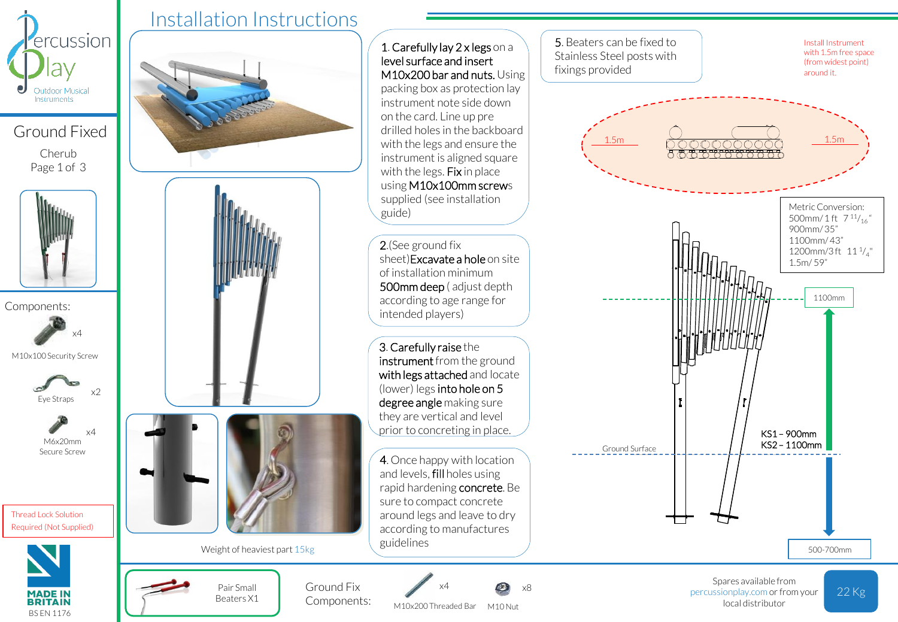Percussion Play

Outdoor Musical Instruments

# Installation Instructions

## Ground Fixed

Cherub

**Components:**

- M10x100 Security Screw x4
- Eye Straps x2
- M6x20mm Secure Screw x4

Thread Lock Solution Required (Not Supplied)

MADE IN BRITAIN

BS EN 1176

Weight of heaviest part 15kg

1. **Carefully lay 2 x legs** on a **level surface and insert M10x200 bar and nuts.** Using packing box as protection lay instrument note side down on the card. Line up pre drilled holes in the backboard with the legs and ensure the instrument is aligned square with the legs. **Fix** in place using **M10x100mm screws** supplied (see installation guide)

2. (See ground fix sheet) **Excavate a hole** on site of installation minimum **500mm deep** ( adjust depth according to age range for intended players)

3. **Carefully raise** the **instrument** from the ground **with legs attached** and locate (lower) legs **into hole on 5 degree angle** making sure they are vertical and level prior to concreting in place.

4. Once happy with location and levels, **fill** holes using rapid hardening **concrete**. Be sure to compact concrete around legs and leave to dry according to manufactures guidelines

5. Beaters can be fixed to Stainless Steel posts with fixings provided

Install Instrument with 1.5m free space (from widest point) around it.

1.5m — 1.5m

Metric Conversion:
500mm/ 1 ft 7 11/16"
900mm/ 35"
1100mm/ 43"
1200mm/3 ft 11 1/4"
1.5m/ 59"

1100mm

Ground Surface

KS1 – 900mm
KS2 – 1100mm

500-700mm

Pair Small Beaters X1

**Ground Fix Components:**

- M10x200 Threaded Bar x4
- M10 Nut x8

Spares available from percussionplay.com or from your local distributor

22 Kg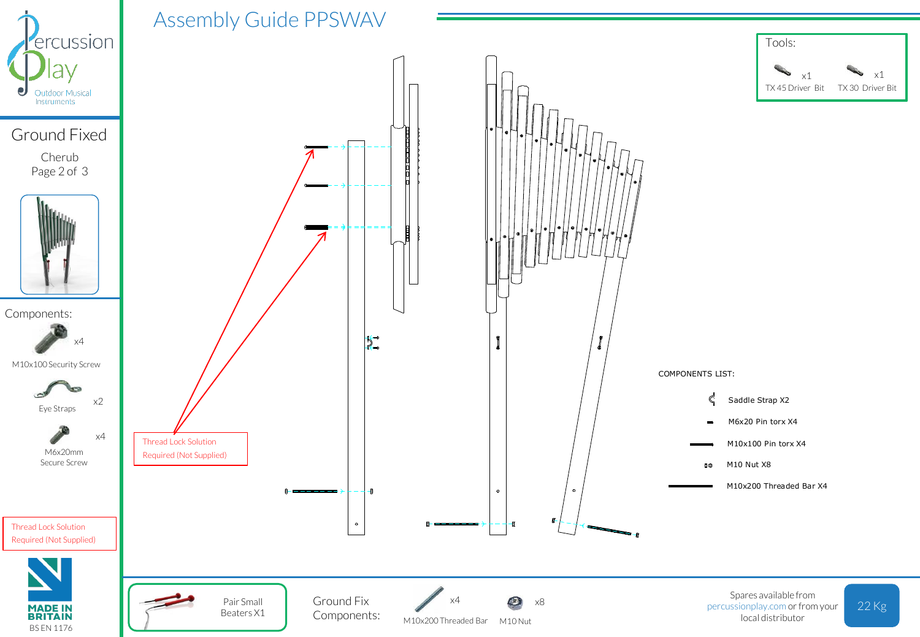# Assembly Guide PPSWAV

Percussion Play
Outdoor Musical Instruments

## Ground Fixed

Cherub

Tools:

- TX 45 Driver Bit x1
- TX 30 Driver Bit x1

Components:

- M10x100 Security Screw x4
- Eye Straps x2
- M6x20mm Secure Screw x4

Thread Lock Solution Required (Not Supplied)

Thread Lock Solution Required (Not Supplied)

COMPONENTS LIST:

- Saddle Strap X2
- M6x20 Pin torx X4
- M10x100 Pin torx X4
- M10 Nut X8
- M10x200 Threaded Bar X4

Pair Small Beaters X1

Ground Fix Components:

- M10x200 Threaded Bar x4
- M10 Nut x8

Spares available from percussionplay.com or from your local distributor

22 Kg

MADE IN BRITAIN
BS EN 1176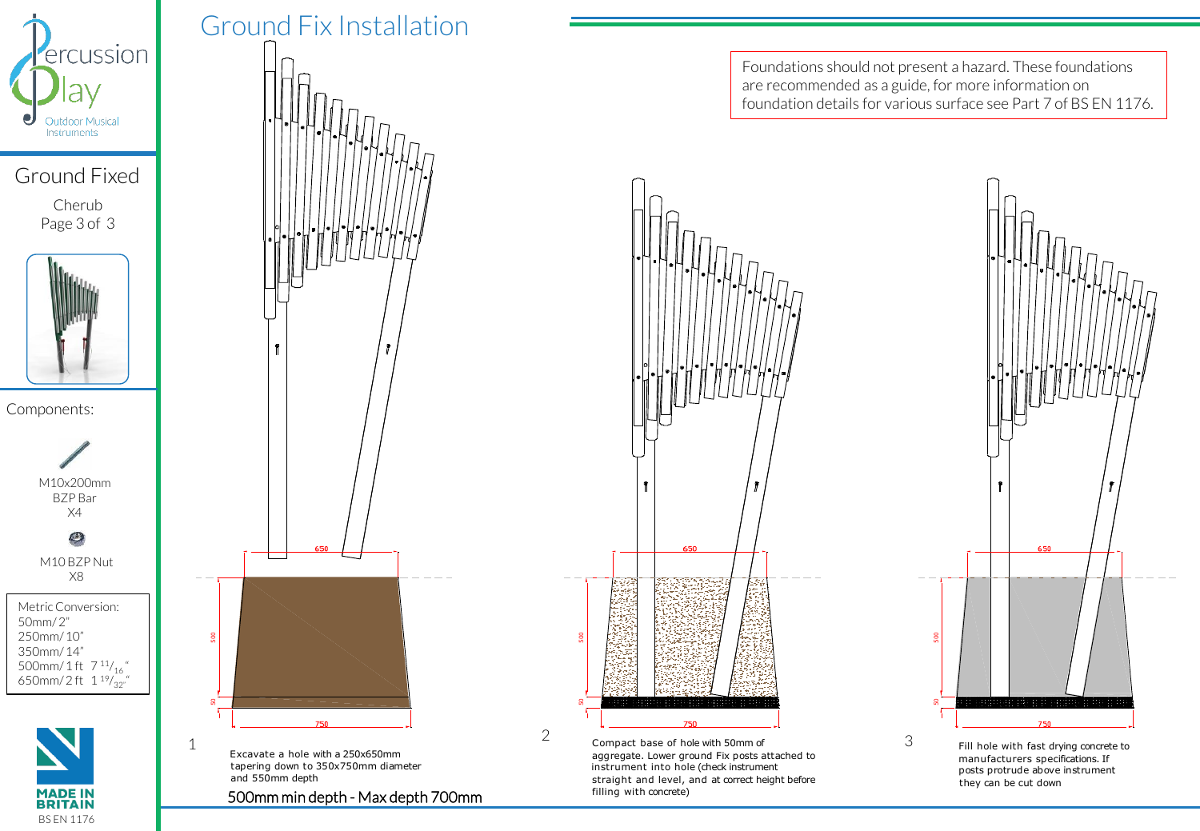# Ground Fix Installation

Foundations should not present a hazard. These foundations are recommended as a guide, for more information on foundation details for various surface see Part 7 of BS EN 1176.

## Ground Fixed

Cherub

Page 3 of 3

Components:

M10x200mm BZP Bar X4

M10 BZP Nut X8

Metric Conversion:
50mm/ 2"
250mm/ 10"
350mm/ 14"
500mm/ 1 ft 7 11/16"
650mm/ 2 ft 1 19/32"

650

500

50

750

1 Excavate a hole with a 250x650mm tapering down to 350x750mm diameter and 550mm depth

500mm min depth - Max depth 700mm

2 Compact base of hole with 50mm of aggregate. Lower ground Fix posts attached to instrument into hole (check instrument straight and level, and at correct height before filling with concrete)

3 Fill hole with fast drying concrete to manufacturers specifications. If posts protrude above instrument they can be cut down

MADE IN BRITAIN

BS EN 1176